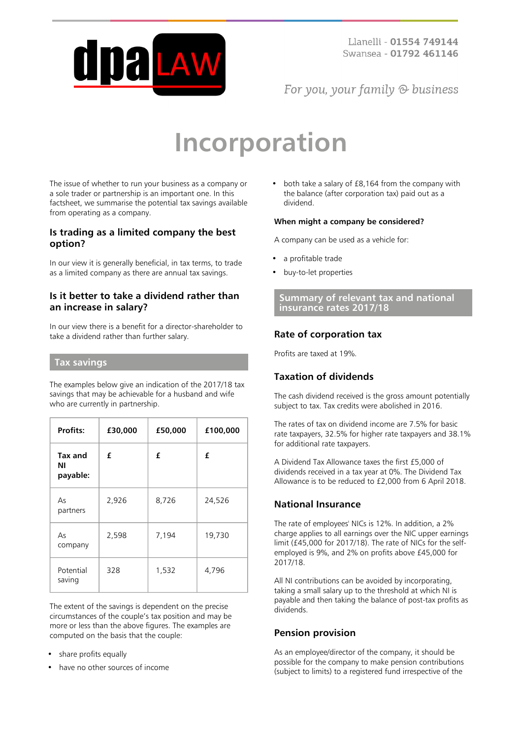Llanelli - **01554 749144**
Swansea - **01792 461146**

*For you, your family & business*

# Incorporation

The issue of whether to run your business as a company or a sole trader or partnership is an important one. In this factsheet, we summarise the potential tax savings available from operating as a company.

## Is trading as a limited company the best option?

In our view it is generally beneficial, in tax terms, to trade as a limited company as there are annual tax savings.

## Is it better to take a dividend rather than an increase in salary?

In our view there is a benefit for a director-shareholder to take a dividend rather than further salary.

## Tax savings

The examples below give an indication of the 2017/18 tax savings that may be achievable for a husband and wife who are currently in partnership.

| **Profits:** | **£30,000** | **£50,000** | **£100,000** |
|---|---|---|---|
| **Tax and NI payable:** | **£** | **£** | **£** |
| As partners | 2,926 | 8,726 | 24,526 |
| As company | 2,598 | 7,194 | 19,730 |
| Potential saving | 328 | 1,532 | 4,796 |

The extent of the savings is dependent on the precise circumstances of the couple's tax position and may be more or less than the above figures. The examples are computed on the basis that the couple:

- share profits equally
- have no other sources of income
- both take a salary of £8,164 from the company with the balance (after corporation tax) paid out as a dividend.

**When might a company be considered?**

A company can be used as a vehicle for:

- a profitable trade
- buy-to-let properties

## Summary of relevant tax and national insurance rates 2017/18

### Rate of corporation tax

Profits are taxed at 19%.

### Taxation of dividends

The cash dividend received is the gross amount potentially subject to tax. Tax credits were abolished in 2016.

The rates of tax on dividend income are 7.5% for basic rate taxpayers, 32.5% for higher rate taxpayers and 38.1% for additional rate taxpayers.

A Dividend Tax Allowance taxes the first £5,000 of dividends received in a tax year at 0%. The Dividend Tax Allowance is to be reduced to £2,000 from 6 April 2018.

### National Insurance

The rate of employees' NICs is 12%. In addition, a 2% charge applies to all earnings over the NIC upper earnings limit (£45,000 for 2017/18). The rate of NICs for the self-employed is 9%, and 2% on profits above £45,000 for 2017/18.

All NI contributions can be avoided by incorporating, taking a small salary up to the threshold at which NI is payable and then taking the balance of post-tax profits as dividends.

### Pension provision

As an employee/director of the company, it should be possible for the company to make pension contributions (subject to limits) to a registered fund irrespective of the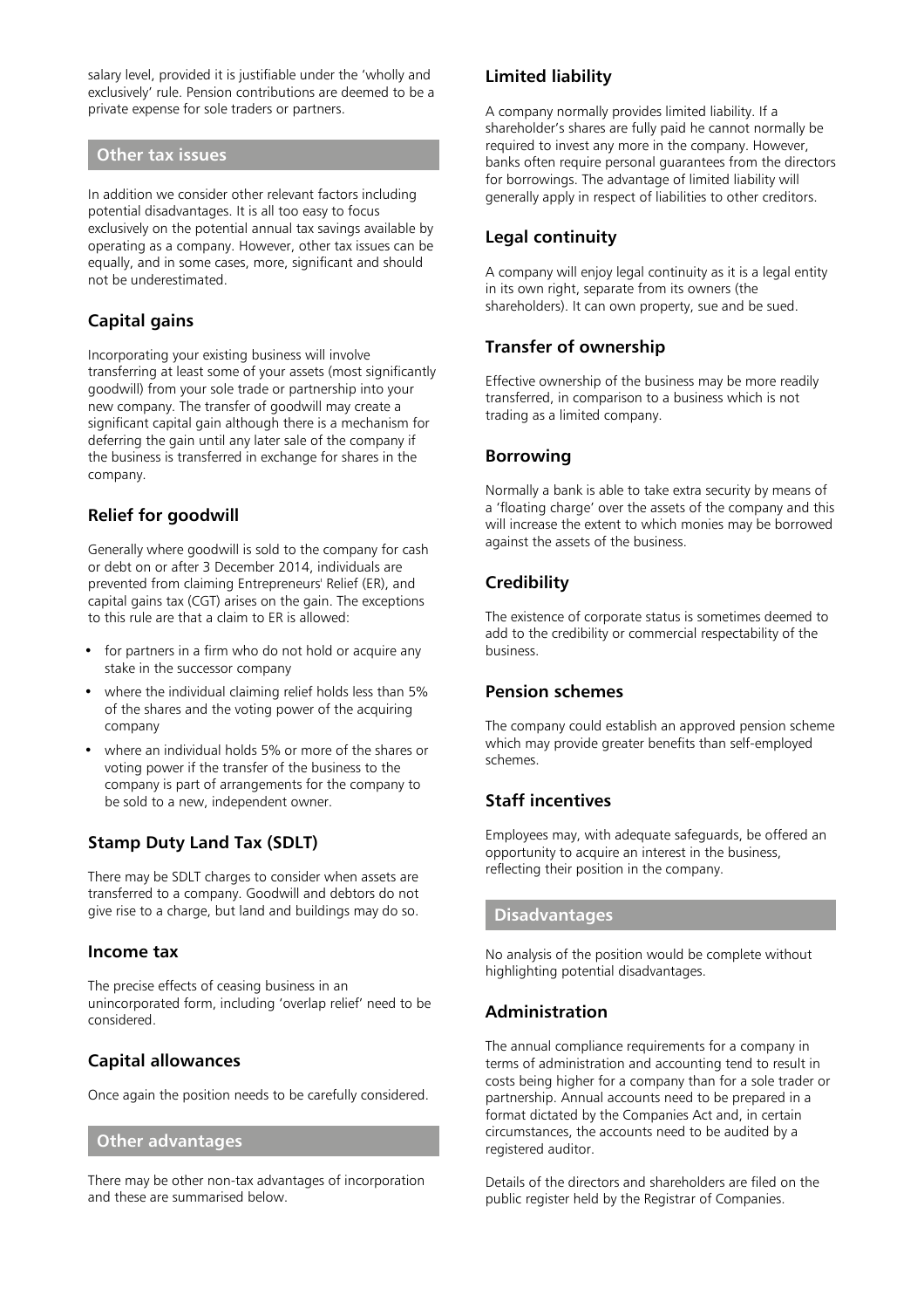salary level, provided it is justifiable under the 'wholly and exclusively' rule. Pension contributions are deemed to be a private expense for sole traders or partners.

## Other tax issues

In addition we consider other relevant factors including potential disadvantages. It is all too easy to focus exclusively on the potential annual tax savings available by operating as a company. However, other tax issues can be equally, and in some cases, more, significant and should not be underestimated.

### Capital gains

Incorporating your existing business will involve transferring at least some of your assets (most significantly goodwill) from your sole trade or partnership into your new company. The transfer of goodwill may create a significant capital gain although there is a mechanism for deferring the gain until any later sale of the company if the business is transferred in exchange for shares in the company.

### Relief for goodwill

Generally where goodwill is sold to the company for cash or debt on or after 3 December 2014, individuals are prevented from claiming Entrepreneurs' Relief (ER), and capital gains tax (CGT) arises on the gain. The exceptions to this rule are that a claim to ER is allowed:

- for partners in a firm who do not hold or acquire any stake in the successor company
- where the individual claiming relief holds less than 5% of the shares and the voting power of the acquiring company
- where an individual holds 5% or more of the shares or voting power if the transfer of the business to the company is part of arrangements for the company to be sold to a new, independent owner.

### Stamp Duty Land Tax (SDLT)

There may be SDLT charges to consider when assets are transferred to a company. Goodwill and debtors do not give rise to a charge, but land and buildings may do so.

### Income tax

The precise effects of ceasing business in an unincorporated form, including 'overlap relief' need to be considered.

### Capital allowances

Once again the position needs to be carefully considered.

## Other advantages

There may be other non-tax advantages of incorporation and these are summarised below.

### Limited liability

A company normally provides limited liability. If a shareholder's shares are fully paid he cannot normally be required to invest any more in the company. However, banks often require personal guarantees from the directors for borrowings. The advantage of limited liability will generally apply in respect of liabilities to other creditors.

### Legal continuity

A company will enjoy legal continuity as it is a legal entity in its own right, separate from its owners (the shareholders). It can own property, sue and be sued.

### Transfer of ownership

Effective ownership of the business may be more readily transferred, in comparison to a business which is not trading as a limited company.

### Borrowing

Normally a bank is able to take extra security by means of a 'floating charge' over the assets of the company and this will increase the extent to which monies may be borrowed against the assets of the business.

### Credibility

The existence of corporate status is sometimes deemed to add to the credibility or commercial respectability of the business.

### Pension schemes

The company could establish an approved pension scheme which may provide greater benefits than self-employed schemes.

### Staff incentives

Employees may, with adequate safeguards, be offered an opportunity to acquire an interest in the business, reflecting their position in the company.

## Disadvantages

No analysis of the position would be complete without highlighting potential disadvantages.

### Administration

The annual compliance requirements for a company in terms of administration and accounting tend to result in costs being higher for a company than for a sole trader or partnership. Annual accounts need to be prepared in a format dictated by the Companies Act and, in certain circumstances, the accounts need to be audited by a registered auditor.

Details of the directors and shareholders are filed on the public register held by the Registrar of Companies.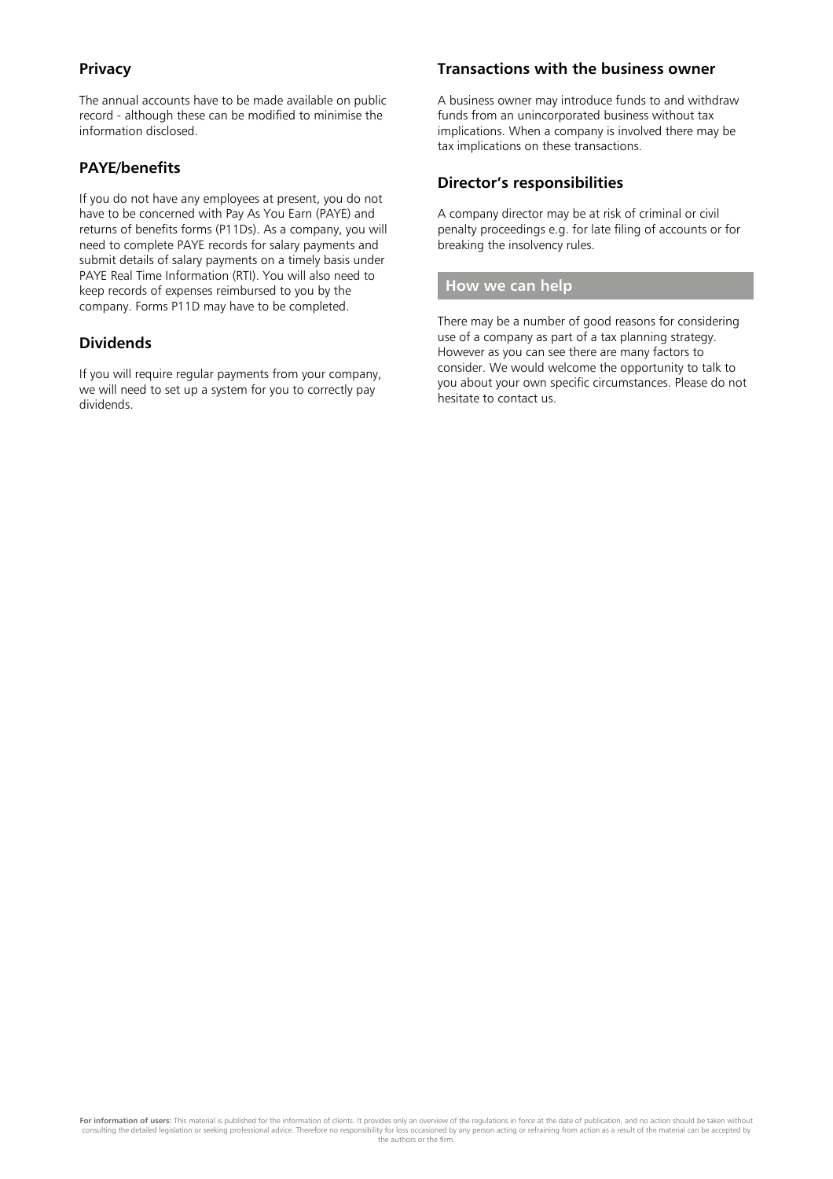## Privacy

The annual accounts have to be made available on public record - although these can be modified to minimise the information disclosed.

## PAYE/benefits

If you do not have any employees at present, you do not have to be concerned with Pay As You Earn (PAYE) and returns of benefits forms (P11Ds). As a company, you will need to complete PAYE records for salary payments and submit details of salary payments on a timely basis under PAYE Real Time Information (RTI). You will also need to keep records of expenses reimbursed to you by the company. Forms P11D may have to be completed.

## Dividends

If you will require regular payments from your company, we will need to set up a system for you to correctly pay dividends.

## Transactions with the business owner

A business owner may introduce funds to and withdraw funds from an unincorporated business without tax implications. When a company is involved there may be tax implications on these transactions.

## Director's responsibilities

A company director may be at risk of criminal or civil penalty proceedings e.g. for late filing of accounts or for breaking the insolvency rules.

## How we can help

There may be a number of good reasons for considering use of a company as part of a tax planning strategy. However as you can see there are many factors to consider. We would welcome the opportunity to talk to you about your own specific circumstances. Please do not hesitate to contact us.

**For information of users:** This material is published for the information of clients. It provides only an overview of the regulations in force at the date of publication, and no action should be taken without consulting the detailed legislation or seeking professional advice. Therefore no responsibility for loss occasioned by any person acting or refraining from action as a result of the material can be accepted by the authors or the firm.